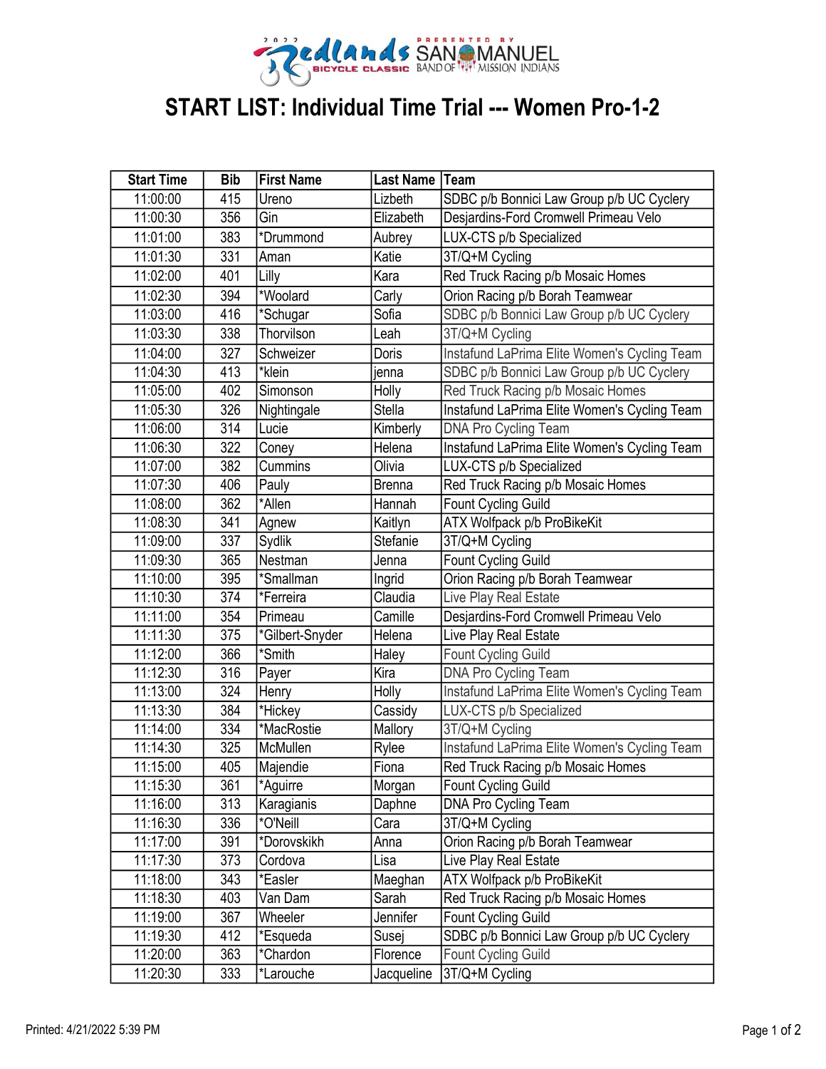# START LIST: Individual Time Trial --- Women Pro-1-2

| Start Time | Bib | First Name | Last Name | Team |
|---|---|---|---|---|
| 11:00:00 | 415 | Ureno | Lizbeth | SDBC p/b Bonnici Law Group p/b UC Cyclery |
| 11:00:30 | 356 | Gin | Elizabeth | Desjardins-Ford Cromwell Primeau Velo |
| 11:01:00 | 383 | *Drummond | Aubrey | LUX-CTS p/b Specialized |
| 11:01:30 | 331 | Aman | Katie | 3T/Q+M Cycling |
| 11:02:00 | 401 | Lilly | Kara | Red Truck Racing p/b Mosaic Homes |
| 11:02:30 | 394 | *Woolard | Carly | Orion Racing p/b Borah Teamwear |
| 11:03:00 | 416 | *Schugar | Sofia | SDBC p/b Bonnici Law Group p/b UC Cyclery |
| 11:03:30 | 338 | Thorvilson | Leah | 3T/Q+M Cycling |
| 11:04:00 | 327 | Schweizer | Doris | Instafund LaPrima Elite Women's Cycling Team |
| 11:04:30 | 413 | *klein | jenna | SDBC p/b Bonnici Law Group p/b UC Cyclery |
| 11:05:00 | 402 | Simonson | Holly | Red Truck Racing p/b Mosaic Homes |
| 11:05:30 | 326 | Nightingale | Stella | Instafund LaPrima Elite Women's Cycling Team |
| 11:06:00 | 314 | Lucie | Kimberly | DNA Pro Cycling Team |
| 11:06:30 | 322 | Coney | Helena | Instafund LaPrima Elite Women's Cycling Team |
| 11:07:00 | 382 | Cummins | Olivia | LUX-CTS p/b Specialized |
| 11:07:30 | 406 | Pauly | Brenna | Red Truck Racing p/b Mosaic Homes |
| 11:08:00 | 362 | *Allen | Hannah | Fount Cycling Guild |
| 11:08:30 | 341 | Agnew | Kaitlyn | ATX Wolfpack p/b ProBikeKit |
| 11:09:00 | 337 | Sydlik | Stefanie | 3T/Q+M Cycling |
| 11:09:30 | 365 | Nestman | Jenna | Fount Cycling Guild |
| 11:10:00 | 395 | *Smallman | Ingrid | Orion Racing p/b Borah Teamwear |
| 11:10:30 | 374 | *Ferreira | Claudia | Live Play Real Estate |
| 11:11:00 | 354 | Primeau | Camille | Desjardins-Ford Cromwell Primeau Velo |
| 11:11:30 | 375 | *Gilbert-Snyder | Helena | Live Play Real Estate |
| 11:12:00 | 366 | *Smith | Haley | Fount Cycling Guild |
| 11:12:30 | 316 | Payer | Kira | DNA Pro Cycling Team |
| 11:13:00 | 324 | Henry | Holly | Instafund LaPrima Elite Women's Cycling Team |
| 11:13:30 | 384 | *Hickey | Cassidy | LUX-CTS p/b Specialized |
| 11:14:00 | 334 | *MacRostie | Mallory | 3T/Q+M Cycling |
| 11:14:30 | 325 | McMullen | Rylee | Instafund LaPrima Elite Women's Cycling Team |
| 11:15:00 | 405 | Majendie | Fiona | Red Truck Racing p/b Mosaic Homes |
| 11:15:30 | 361 | *Aguirre | Morgan | Fount Cycling Guild |
| 11:16:00 | 313 | Karagianis | Daphne | DNA Pro Cycling Team |
| 11:16:30 | 336 | *O'Neill | Cara | 3T/Q+M Cycling |
| 11:17:00 | 391 | *Dorovskikh | Anna | Orion Racing p/b Borah Teamwear |
| 11:17:30 | 373 | Cordova | Lisa | Live Play Real Estate |
| 11:18:00 | 343 | *Easler | Maeghan | ATX Wolfpack p/b ProBikeKit |
| 11:18:30 | 403 | Van Dam | Sarah | Red Truck Racing p/b Mosaic Homes |
| 11:19:00 | 367 | Wheeler | Jennifer | Fount Cycling Guild |
| 11:19:30 | 412 | *Esqueda | Susej | SDBC p/b Bonnici Law Group p/b UC Cyclery |
| 11:20:00 | 363 | *Chardon | Florence | Fount Cycling Guild |
| 11:20:30 | 333 | *Larouche | Jacqueline | 3T/Q+M Cycling |

Printed: 4/21/2022 5:39 PM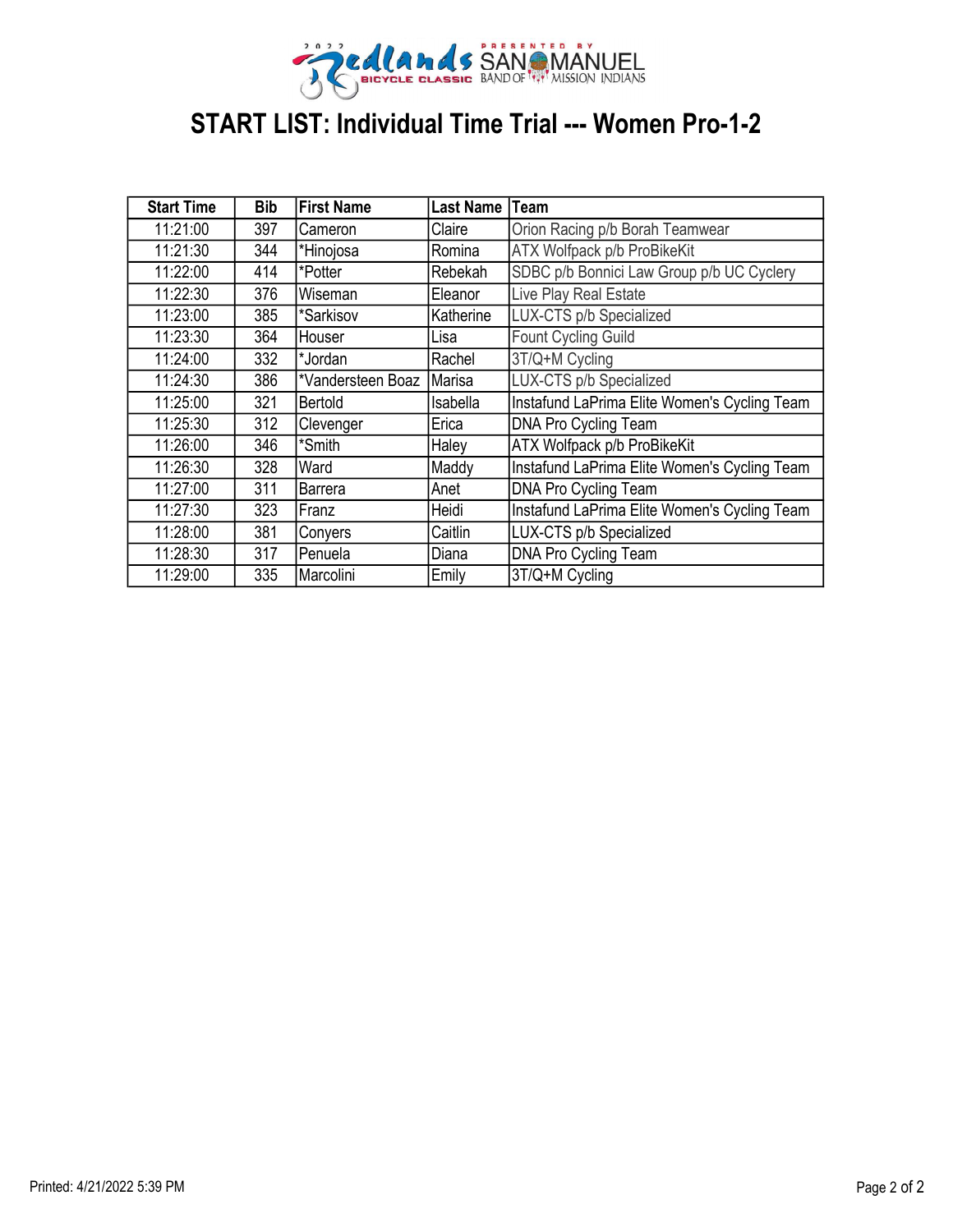## START LIST: Individual Time Trial --- Women Pro-1-2

| Start Time | Bib | First Name | Last Name | Team |
|---|---|---|---|---|
| 11:21:00 | 397 | Cameron | Claire | Orion Racing p/b Borah Teamwear |
| 11:21:30 | 344 | *Hinojosa | Romina | ATX Wolfpack p/b ProBikeKit |
| 11:22:00 | 414 | *Potter | Rebekah | SDBC p/b Bonnici Law Group p/b UC Cyclery |
| 11:22:30 | 376 | Wiseman | Eleanor | Live Play Real Estate |
| 11:23:00 | 385 | *Sarkisov | Katherine | LUX-CTS p/b Specialized |
| 11:23:30 | 364 | Houser | Lisa | Fount Cycling Guild |
| 11:24:00 | 332 | *Jordan | Rachel | 3T/Q+M Cycling |
| 11:24:30 | 386 | *Vandersteen Boaz | Marisa | LUX-CTS p/b Specialized |
| 11:25:00 | 321 | Bertold | Isabella | Instafund LaPrima Elite Women's Cycling Team |
| 11:25:30 | 312 | Clevenger | Erica | DNA Pro Cycling Team |
| 11:26:00 | 346 | *Smith | Haley | ATX Wolfpack p/b ProBikeKit |
| 11:26:30 | 328 | Ward | Maddy | Instafund LaPrima Elite Women's Cycling Team |
| 11:27:00 | 311 | Barrera | Anet | DNA Pro Cycling Team |
| 11:27:30 | 323 | Franz | Heidi | Instafund LaPrima Elite Women's Cycling Team |
| 11:28:00 | 381 | Conyers | Caitlin | LUX-CTS p/b Specialized |
| 11:28:30 | 317 | Penuela | Diana | DNA Pro Cycling Team |
| 11:29:00 | 335 | Marcolini | Emily | 3T/Q+M Cycling |

Printed: 4/21/2022 5:39 PM